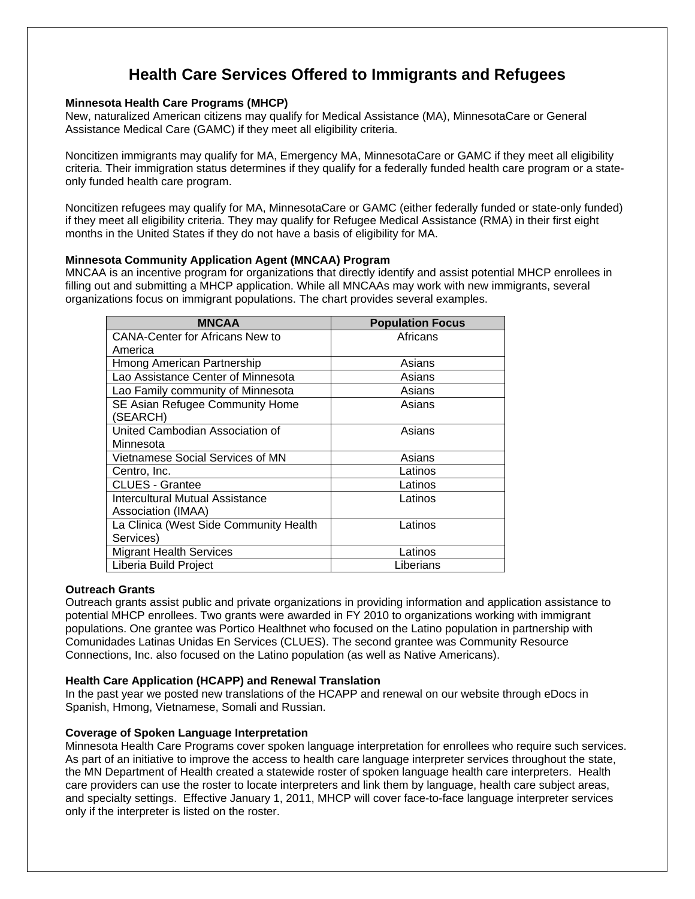# Health Care Services Offered to Immigrants and Refugees

**Minnesota Health Care Programs (MHCP)**

New, naturalized American citizens may qualify for Medical Assistance (MA), MinnesotaCare or General Assistance Medical Care (GAMC) if they meet all eligibility criteria.

Noncitizen immigrants may qualify for MA, Emergency MA, MinnesotaCare or GAMC if they meet all eligibility criteria. Their immigration status determines if they qualify for a federally funded health care program or a state-only funded health care program.

Noncitizen refugees may qualify for MA, MinnesotaCare or GAMC (either federally funded or state-only funded) if they meet all eligibility criteria. They may qualify for Refugee Medical Assistance (RMA) in their first eight months in the United States if they do not have a basis of eligibility for MA.

**Minnesota Community Application Agent (MNCAA) Program**

MNCAA is an incentive program for organizations that directly identify and assist potential MHCP enrollees in filling out and submitting a MHCP application. While all MNCAAs may work with new immigrants, several organizations focus on immigrant populations. The chart provides several examples.

| MNCAA | Population Focus |
|---|---|
| CANA-Center for Africans New to America | Africans |
| Hmong American Partnership | Asians |
| Lao Assistance Center of Minnesota | Asians |
| Lao Family community of Minnesota | Asians |
| SE Asian Refugee Community Home (SEARCH) | Asians |
| United Cambodian Association of Minnesota | Asians |
| Vietnamese Social Services of MN | Asians |
| Centro, Inc. | Latinos |
| CLUES - Grantee | Latinos |
| Intercultural Mutual Assistance Association (IMAA) | Latinos |
| La Clinica (West Side Community Health Services) | Latinos |
| Migrant Health Services | Latinos |
| Liberia Build Project | Liberians |

**Outreach Grants**

Outreach grants assist public and private organizations in providing information and application assistance to potential MHCP enrollees. Two grants were awarded in FY 2010 to organizations working with immigrant populations. One grantee was Portico Healthnet who focused on the Latino population in partnership with Comunidades Latinas Unidas En Services (CLUES). The second grantee was Community Resource Connections, Inc. also focused on the Latino population (as well as Native Americans).

**Health Care Application (HCAPP) and Renewal Translation**

In the past year we posted new translations of the HCAPP and renewal on our website through eDocs in Spanish, Hmong, Vietnamese, Somali and Russian.

**Coverage of Spoken Language Interpretation**

Minnesota Health Care Programs cover spoken language interpretation for enrollees who require such services. As part of an initiative to improve the access to health care language interpreter services throughout the state, the MN Department of Health created a statewide roster of spoken language health care interpreters. Health care providers can use the roster to locate interpreters and link them by language, health care subject areas, and specialty settings. Effective January 1, 2011, MHCP will cover face-to-face language interpreter services only if the interpreter is listed on the roster.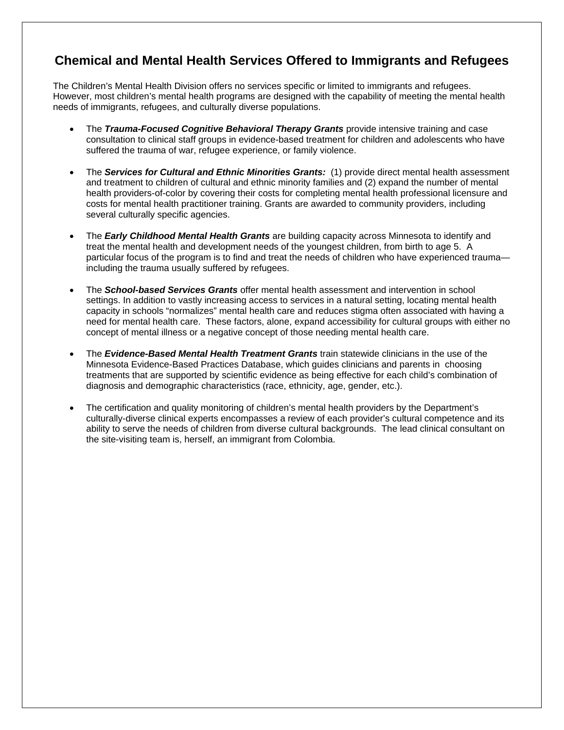# Chemical and Mental Health Services Offered to Immigrants and Refugees

The Children's Mental Health Division offers no services specific or limited to immigrants and refugees. However, most children's mental health programs are designed with the capability of meeting the mental health needs of immigrants, refugees, and culturally diverse populations.

- The ***Trauma-Focused Cognitive Behavioral Therapy Grants*** provide intensive training and case consultation to clinical staff groups in evidence-based treatment for children and adolescents who have suffered the trauma of war, refugee experience, or family violence.

- The ***Services for Cultural and Ethnic Minorities Grants:*** (1) provide direct mental health assessment and treatment to children of cultural and ethnic minority families and (2) expand the number of mental health providers-of-color by covering their costs for completing mental health professional licensure and costs for mental health practitioner training. Grants are awarded to community providers, including several culturally specific agencies.

- The ***Early Childhood Mental Health Grants*** are building capacity across Minnesota to identify and treat the mental health and development needs of the youngest children, from birth to age 5. A particular focus of the program is to find and treat the needs of children who have experienced trauma—including the trauma usually suffered by refugees.

- The ***School-based Services Grants*** offer mental health assessment and intervention in school settings. In addition to vastly increasing access to services in a natural setting, locating mental health capacity in schools "normalizes" mental health care and reduces stigma often associated with having a need for mental health care. These factors, alone, expand accessibility for cultural groups with either no concept of mental illness or a negative concept of those needing mental health care.

- The ***Evidence-Based Mental Health Treatment Grants*** train statewide clinicians in the use of the Minnesota Evidence-Based Practices Database, which guides clinicians and parents in choosing treatments that are supported by scientific evidence as being effective for each child's combination of diagnosis and demographic characteristics (race, ethnicity, age, gender, etc.).

- The certification and quality monitoring of children's mental health providers by the Department's culturally-diverse clinical experts encompasses a review of each provider's cultural competence and its ability to serve the needs of children from diverse cultural backgrounds. The lead clinical consultant on the site-visiting team is, herself, an immigrant from Colombia.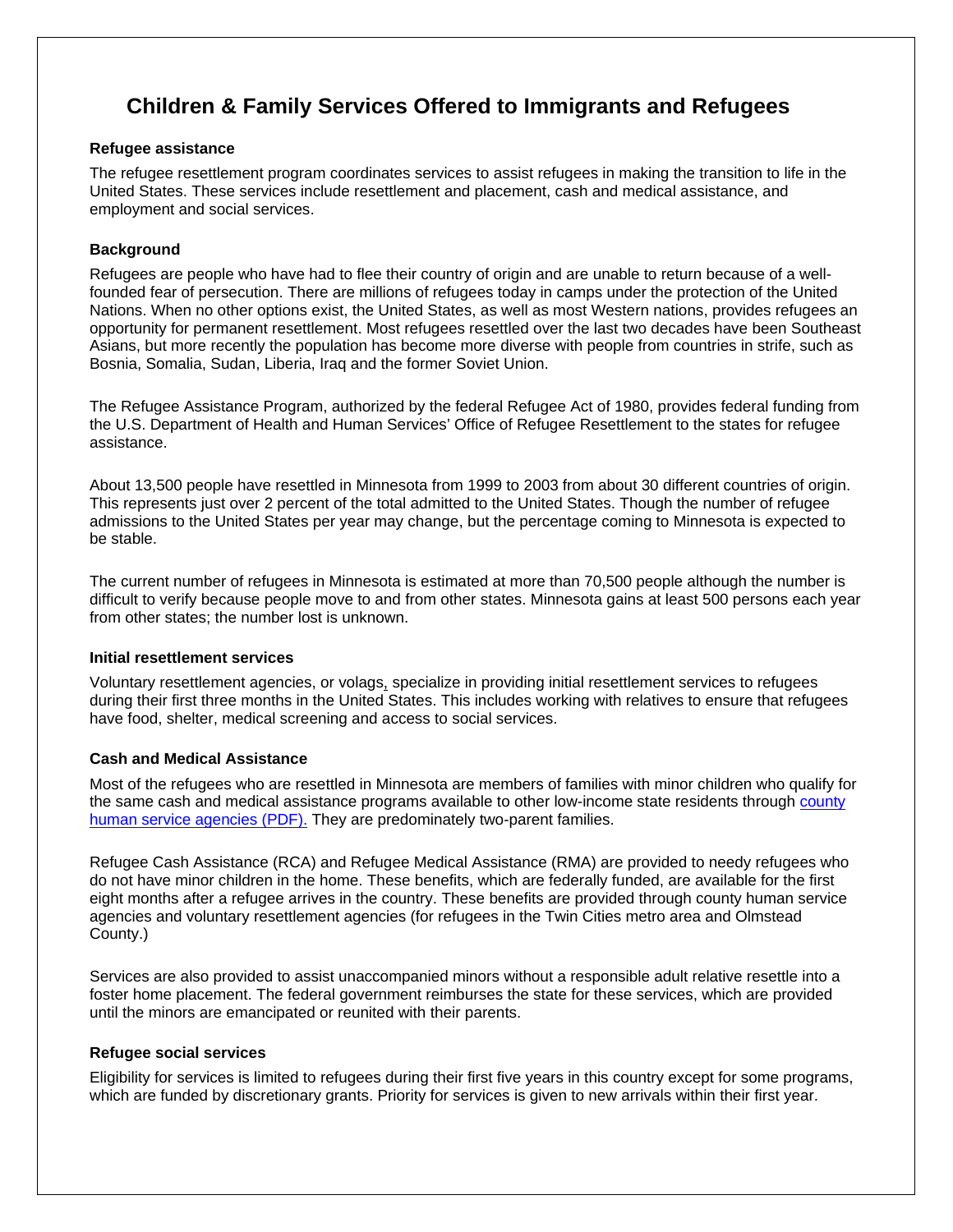# Children & Family Services Offered to Immigrants and Refugees

### Refugee assistance

The refugee resettlement program coordinates services to assist refugees in making the transition to life in the United States. These services include resettlement and placement, cash and medical assistance, and employment and social services.

### Background

Refugees are people who have had to flee their country of origin and are unable to return because of a well-founded fear of persecution. There are millions of refugees today in camps under the protection of the United Nations. When no other options exist, the United States, as well as most Western nations, provides refugees an opportunity for permanent resettlement. Most refugees resettled over the last two decades have been Southeast Asians, but more recently the population has become more diverse with people from countries in strife, such as Bosnia, Somalia, Sudan, Liberia, Iraq and the former Soviet Union.

The Refugee Assistance Program, authorized by the federal Refugee Act of 1980, provides federal funding from the U.S. Department of Health and Human Services' Office of Refugee Resettlement to the states for refugee assistance.

About 13,500 people have resettled in Minnesota from 1999 to 2003 from about 30 different countries of origin. This represents just over 2 percent of the total admitted to the United States. Though the number of refugee admissions to the United States per year may change, but the percentage coming to Minnesota is expected to be stable.

The current number of refugees in Minnesota is estimated at more than 70,500 people although the number is difficult to verify because people move to and from other states. Minnesota gains at least 500 persons each year from other states; the number lost is unknown.

### Initial resettlement services

Voluntary resettlement agencies, or volags, specialize in providing initial resettlement services to refugees during their first three months in the United States. This includes working with relatives to ensure that refugees have food, shelter, medical screening and access to social services.

### Cash and Medical Assistance

Most of the refugees who are resettled in Minnesota are members of families with minor children who qualify for the same cash and medical assistance programs available to other low-income state residents through county human service agencies (PDF). They are predominately two-parent families.

Refugee Cash Assistance (RCA) and Refugee Medical Assistance (RMA) are provided to needy refugees who do not have minor children in the home. These benefits, which are federally funded, are available for the first eight months after a refugee arrives in the country. These benefits are provided through county human service agencies and voluntary resettlement agencies (for refugees in the Twin Cities metro area and Olmstead County.)

Services are also provided to assist unaccompanied minors without a responsible adult relative resettle into a foster home placement. The federal government reimburses the state for these services, which are provided until the minors are emancipated or reunited with their parents.

### Refugee social services

Eligibility for services is limited to refugees during their first five years in this country except for some programs, which are funded by discretionary grants. Priority for services is given to new arrivals within their first year.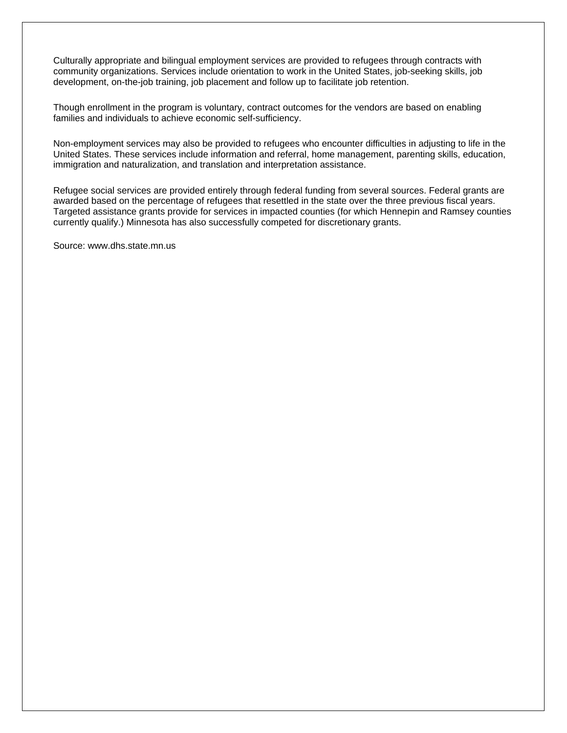Culturally appropriate and bilingual employment services are provided to refugees through contracts with community organizations. Services include orientation to work in the United States, job-seeking skills, job development, on-the-job training, job placement and follow up to facilitate job retention.

Though enrollment in the program is voluntary, contract outcomes for the vendors are based on enabling families and individuals to achieve economic self-sufficiency.

Non-employment services may also be provided to refugees who encounter difficulties in adjusting to life in the United States. These services include information and referral, home management, parenting skills, education, immigration and naturalization, and translation and interpretation assistance.

Refugee social services are provided entirely through federal funding from several sources. Federal grants are awarded based on the percentage of refugees that resettled in the state over the three previous fiscal years. Targeted assistance grants provide for services in impacted counties (for which Hennepin and Ramsey counties currently qualify.) Minnesota has also successfully competed for discretionary grants.

Source: www.dhs.state.mn.us